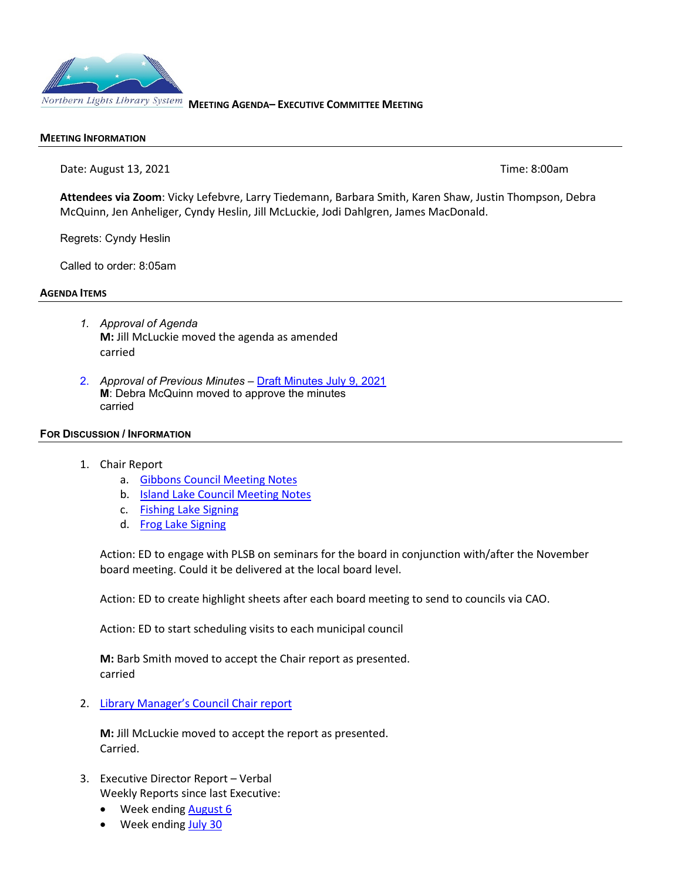Northern Lights Library System **MEETING AGENDA– EXECUTIVE COMMITTEE MEETING**

## MEETING INFORMATION

Date: August 13, 2021 Time: 8:00am

**Attendees via Zoom**: Vicky Lefebvre, Larry Tiedemann, Barbara Smith, Karen Shaw, Justin Thompson, Debra McQuinn, Jen Anheliger, Cyndy Heslin, Jill McLuckie, Jodi Dahlgren, James MacDonald.

Regrets: Cyndy Heslin

Called to order: 8:05am

## AGENDA ITEMS

1. *Approval of Agenda*
   **M:** Jill McLuckie moved the agenda as amended
   carried

2. *Approval of Previous Minutes* – Draft Minutes July 9, 2021
   **M**: Debra McQuinn moved to approve the minutes
   carried

## FOR DISCUSSION / INFORMATION

1. Chair Report
   a. Gibbons Council Meeting Notes
   b. Island Lake Council Meeting Notes
   c. Fishing Lake Signing
   d. Frog Lake Signing

   Action: ED to engage with PLSB on seminars for the board in conjunction with/after the November board meeting. Could it be delivered at the local board level.

   Action: ED to create highlight sheets after each board meeting to send to councils via CAO.

   Action: ED to start scheduling visits to each municipal council

   **M:** Barb Smith moved to accept the Chair report as presented.
   carried

2. Library Manager's Council Chair report

   **M:** Jill McLuckie moved to accept the report as presented.
   Carried.

3. Executive Director Report – Verbal
   Weekly Reports since last Executive:
   - Week ending August 6
   - Week ending July 30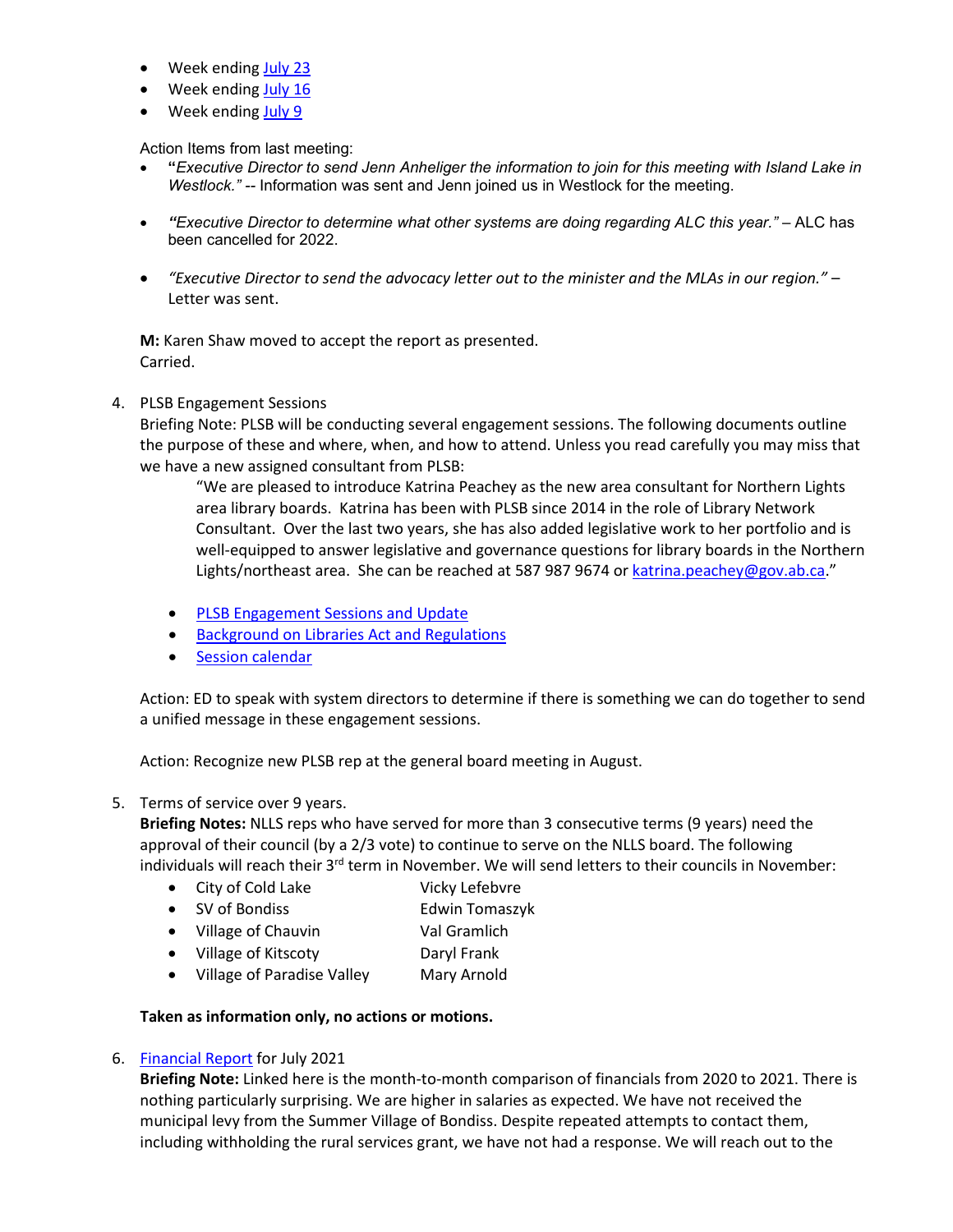- Week ending July 23
- Week ending July 16
- Week ending July 9

Action Items from last meeting:

- "*Executive Director to send Jenn Anheliger the information to join for this meeting with Island Lake in Westlock.*" -- Information was sent and Jenn joined us in Westlock for the meeting.
- *"Executive Director to determine what other systems are doing regarding ALC this year."* – ALC has been cancelled for 2022.
- *"Executive Director to send the advocacy letter out to the minister and the MLAs in our region."* – Letter was sent.

**M:** Karen Shaw moved to accept the report as presented.
Carried.

4. PLSB Engagement Sessions
   Briefing Note: PLSB will be conducting several engagement sessions. The following documents outline the purpose of these and where, when, and how to attend. Unless you read carefully you may miss that we have a new assigned consultant from PLSB:

   > "We are pleased to introduce Katrina Peachey as the new area consultant for Northern Lights area library boards. Katrina has been with PLSB since 2014 in the role of Library Network Consultant. Over the last two years, she has also added legislative work to her portfolio and is well-equipped to answer legislative and governance questions for library boards in the Northern Lights/northeast area. She can be reached at 587 987 9674 or katrina.peachey@gov.ab.ca."

   - PLSB Engagement Sessions and Update
   - Background on Libraries Act and Regulations
   - Session calendar

   Action: ED to speak with system directors to determine if there is something we can do together to send a unified message in these engagement sessions.

   Action: Recognize new PLSB rep at the general board meeting in August.

5. Terms of service over 9 years.
   **Briefing Notes:** NLLS reps who have served for more than 3 consecutive terms (9 years) need the approval of their council (by a 2/3 vote) to continue to serve on the NLLS board. The following individuals will reach their 3rd term in November. We will send letters to their councils in November:

   - City of Cold Lake — Vicky Lefebvre
   - SV of Bondiss — Edwin Tomaszyk
   - Village of Chauvin — Val Gramlich
   - Village of Kitscoty — Daryl Frank
   - Village of Paradise Valley — Mary Arnold

   **Taken as information only, no actions or motions.**

6. Financial Report for July 2021
   **Briefing Note:** Linked here is the month-to-month comparison of financials from 2020 to 2021. There is nothing particularly surprising. We are higher in salaries as expected. We have not received the municipal levy from the Summer Village of Bondiss. Despite repeated attempts to contact them, including withholding the rural services grant, we have not had a response. We will reach out to the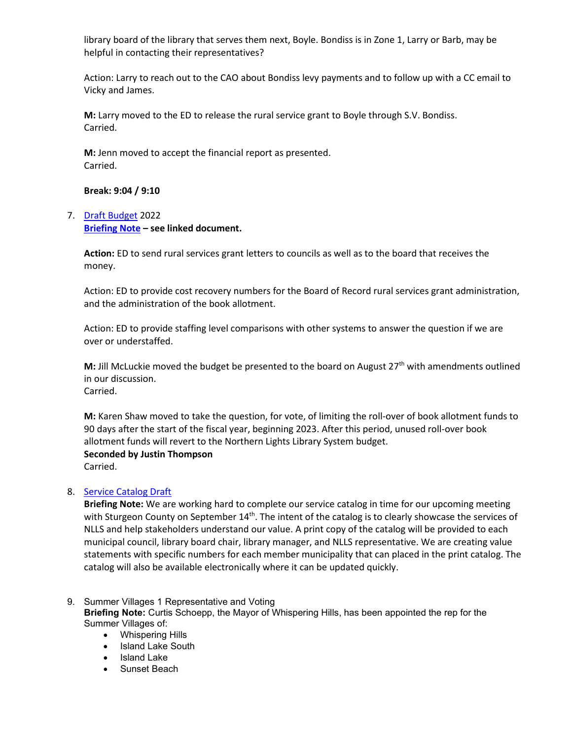library board of the library that serves them next, Boyle. Bondiss is in Zone 1, Larry or Barb, may be helpful in contacting their representatives?

Action: Larry to reach out to the CAO about Bondiss levy payments and to follow up with a CC email to Vicky and James.

**M:** Larry moved to the ED to release the rural service grant to Boyle through S.V. Bondiss.
Carried.

**M:** Jenn moved to accept the financial report as presented.
Carried.

**Break: 9:04 / 9:10**

7. [Draft Budget](#) 2022
   **[Briefing Note](#) – see linked document.**

   **Action:** ED to send rural services grant letters to councils as well as to the board that receives the money.

   Action: ED to provide cost recovery numbers for the Board of Record rural services grant administration, and the administration of the book allotment.

   Action: ED to provide staffing level comparisons with other systems to answer the question if we are over or understaffed.

   **M:** Jill McLuckie moved the budget be presented to the board on August 27th with amendments outlined in our discussion.
   Carried.

   **M:** Karen Shaw moved to take the question, for vote, of limiting the roll-over of book allotment funds to 90 days after the start of the fiscal year, beginning 2023. After this period, unused roll-over book allotment funds will revert to the Northern Lights Library System budget.
   **Seconded by Justin Thompson**
   Carried.

8. [Service Catalog Draft](#)
   **Briefing Note:** We are working hard to complete our service catalog in time for our upcoming meeting with Sturgeon County on September 14th. The intent of the catalog is to clearly showcase the services of NLLS and help stakeholders understand our value. A print copy of the catalog will be provided to each municipal council, library board chair, library manager, and NLLS representative. We are creating value statements with specific numbers for each member municipality that can placed in the print catalog. The catalog will also be available electronically where it can be updated quickly.

9. Summer Villages 1 Representative and Voting
   **Briefing Note:** Curtis Schoepp, the Mayor of Whispering Hills, has been appointed the rep for the Summer Villages of:
   - Whispering Hills
   - Island Lake South
   - Island Lake
   - Sunset Beach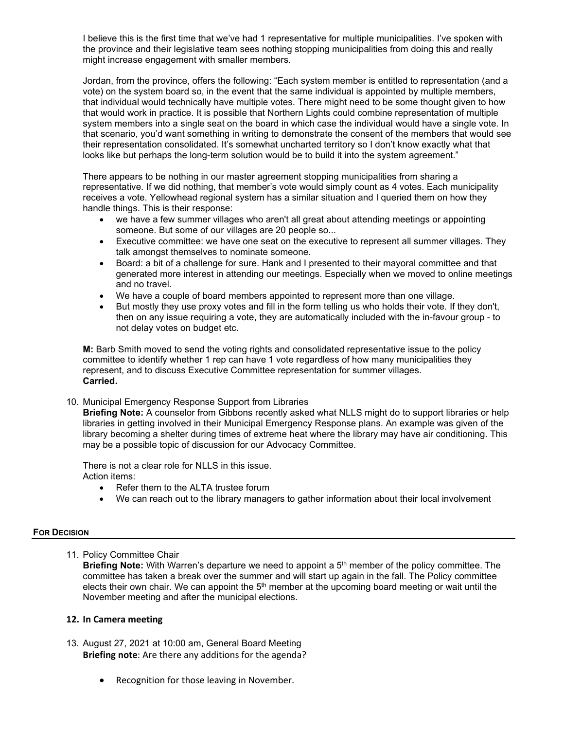I believe this is the first time that we've had 1 representative for multiple municipalities. I've spoken with the province and their legislative team sees nothing stopping municipalities from doing this and really might increase engagement with smaller members.

Jordan, from the province, offers the following: "Each system member is entitled to representation (and a vote) on the system board so, in the event that the same individual is appointed by multiple members, that individual would technically have multiple votes. There might need to be some thought given to how that would work in practice. It is possible that Northern Lights could combine representation of multiple system members into a single seat on the board in which case the individual would have a single vote. In that scenario, you'd want something in writing to demonstrate the consent of the members that would see their representation consolidated. It's somewhat uncharted territory so I don't know exactly what that looks like but perhaps the long-term solution would be to build it into the system agreement."

There appears to be nothing in our master agreement stopping municipalities from sharing a representative. If we did nothing, that member's vote would simply count as 4 votes. Each municipality receives a vote. Yellowhead regional system has a similar situation and I queried them on how they handle things. This is their response:

- we have a few summer villages who aren't all great about attending meetings or appointing someone. But some of our villages are 20 people so...
- Executive committee: we have one seat on the executive to represent all summer villages. They talk amongst themselves to nominate someone.
- Board: a bit of a challenge for sure. Hank and I presented to their mayoral committee and that generated more interest in attending our meetings. Especially when we moved to online meetings and no travel.
- We have a couple of board members appointed to represent more than one village.
- But mostly they use proxy votes and fill in the form telling us who holds their vote. If they don't, then on any issue requiring a vote, they are automatically included with the in-favour group - to not delay votes on budget etc.

**M:** Barb Smith moved to send the voting rights and consolidated representative issue to the policy committee to identify whether 1 rep can have 1 vote regardless of how many municipalities they represent, and to discuss Executive Committee representation for summer villages.
**Carried.**

10. Municipal Emergency Response Support from Libraries
**Briefing Note:** A counselor from Gibbons recently asked what NLLS might do to support libraries or help libraries in getting involved in their Municipal Emergency Response plans. An example was given of the library becoming a shelter during times of extreme heat where the library may have air conditioning. This may be a possible topic of discussion for our Advocacy Committee.

There is not a clear role for NLLS in this issue.
Action items:

- Refer them to the ALTA trustee forum
- We can reach out to the library managers to gather information about their local involvement

## For Decision

11. Policy Committee Chair
**Briefing Note:** With Warren's departure we need to appoint a 5th member of the policy committee. The committee has taken a break over the summer and will start up again in the fall. The Policy committee elects their own chair. We can appoint the 5th member at the upcoming board meeting or wait until the November meeting and after the municipal elections.

12. **In Camera meeting**

13. August 27, 2021 at 10:00 am, General Board Meeting
**Briefing note**: Are there any additions for the agenda?

- Recognition for those leaving in November.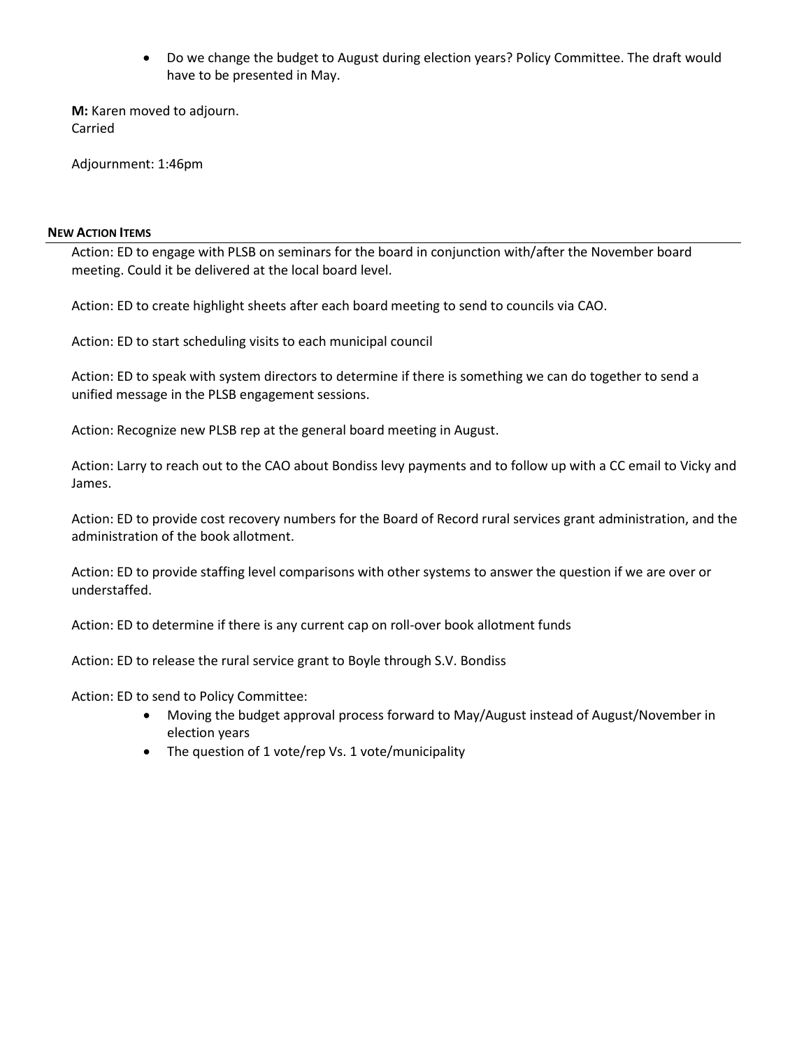- Do we change the budget to August during election years? Policy Committee. The draft would have to be presented in May.

**M:** Karen moved to adjourn.
Carried

Adjournment: 1:46pm

#### New Action Items

Action: ED to engage with PLSB on seminars for the board in conjunction with/after the November board meeting. Could it be delivered at the local board level.

Action: ED to create highlight sheets after each board meeting to send to councils via CAO.

Action: ED to start scheduling visits to each municipal council

Action: ED to speak with system directors to determine if there is something we can do together to send a unified message in the PLSB engagement sessions.

Action: Recognize new PLSB rep at the general board meeting in August.

Action: Larry to reach out to the CAO about Bondiss levy payments and to follow up with a CC email to Vicky and James.

Action: ED to provide cost recovery numbers for the Board of Record rural services grant administration, and the administration of the book allotment.

Action: ED to provide staffing level comparisons with other systems to answer the question if we are over or understaffed.

Action: ED to determine if there is any current cap on roll-over book allotment funds

Action: ED to release the rural service grant to Boyle through S.V. Bondiss

Action: ED to send to Policy Committee:

- Moving the budget approval process forward to May/August instead of August/November in election years
- The question of 1 vote/rep Vs. 1 vote/municipality